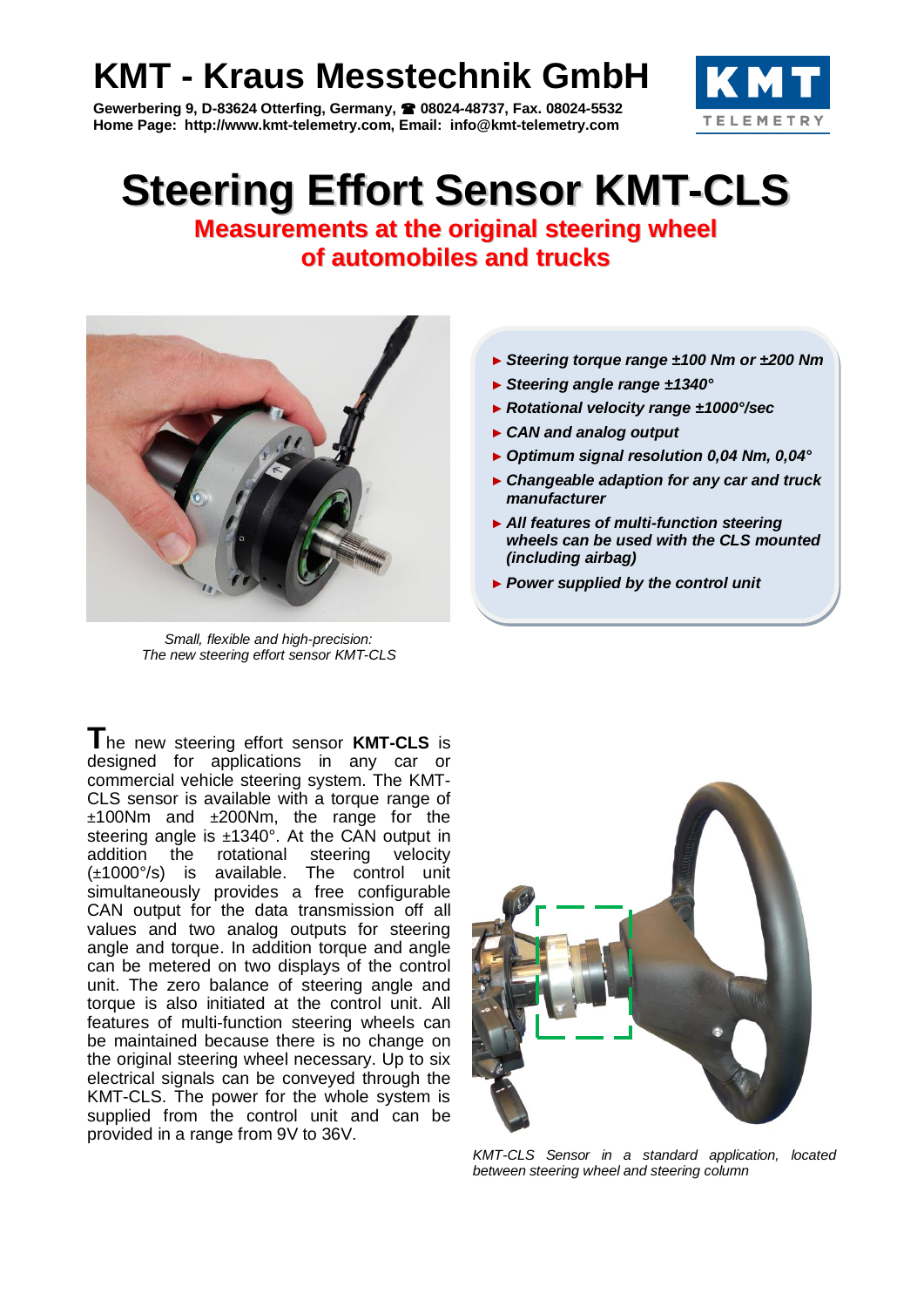# KMT - Kraus Messtechnik GmbH

**Gewerbering 9, D-83624 Otterfing, Germany, ☎ 08024-48737, Fax. 08024-5532**
**Home Page: http://www.kmt-telemetry.com, Email: info@kmt-telemetry.com**

# Steering Effort Sensor KMT-CLS

## Measurements at the original steering wheel of automobiles and trucks

*Small, flexible and high-precision:*
*The new steering effort sensor KMT-CLS*

- ***Steering torque range ±100 Nm or ±200 Nm***
- ***Steering angle range ±1340°***
- ***Rotational velocity range ±1000°/sec***
- ***CAN and analog output***
- ***Optimum signal resolution 0,04 Nm, 0,04°***
- ***Changeable adaption for any car and truck manufacturer***
- ***All features of multi-function steering wheels can be used with the CLS mounted (including airbag)***
- ***Power supplied by the control unit***

The new steering effort sensor **KMT-CLS** is designed for applications in any car or commercial vehicle steering system. The KMT-CLS sensor is available with a torque range of ±100Nm and ±200Nm, the range for the steering angle is ±1340°. At the CAN output in addition the rotational steering velocity (±1000°/s) is available. The control unit simultaneously provides a free configurable CAN output for the data transmission off all values and two analog outputs for steering angle and torque. In addition torque and angle can be metered on two displays of the control unit. The zero balance of steering angle and torque is also initiated at the control unit. All features of multi-function steering wheels can be maintained because there is no change on the original steering wheel necessary. Up to six electrical signals can be conveyed through the KMT-CLS. The power for the whole system is supplied from the control unit and can be provided in a range from 9V to 36V.

*KMT-CLS Sensor in a standard application, located between steering wheel and steering column*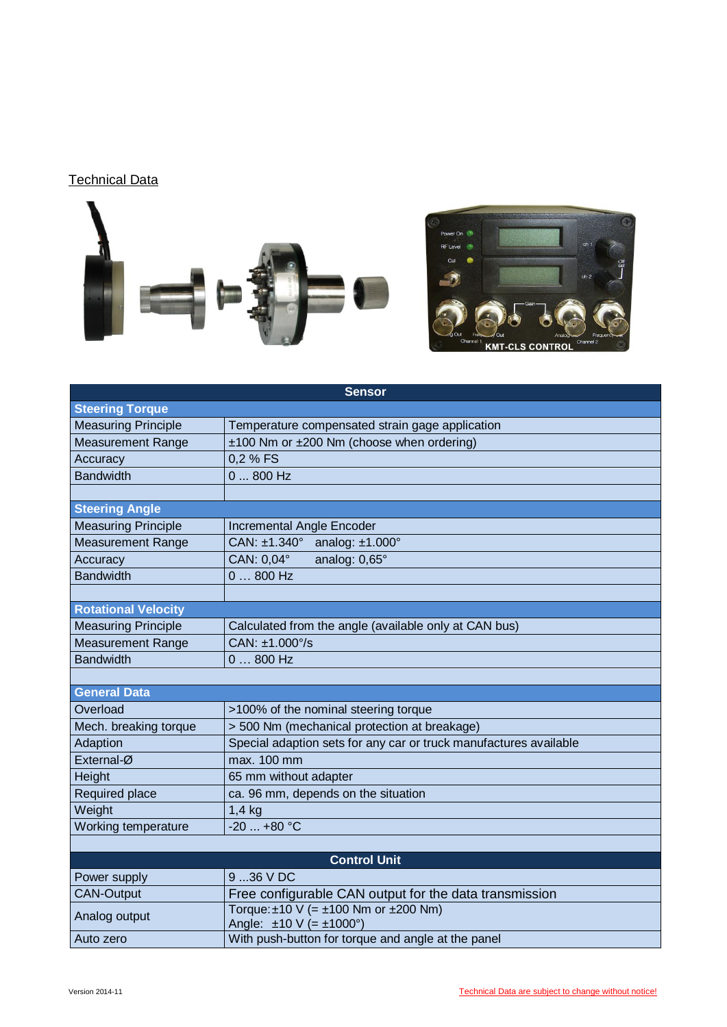## Technical Data

| Sensor | |
|---|---|
| **Steering Torque** | |
| Measuring Principle | Temperature compensated strain gage application |
| Measurement Range | ±100 Nm or ±200 Nm (choose when ordering) |
| Accuracy | 0,2 % FS |
| Bandwidth | 0 ... 800 Hz |
| | |
| **Steering Angle** | |
| Measuring Principle | Incremental Angle Encoder |
| Measurement Range | CAN: ±1.340° analog: ±1.000° |
| Accuracy | CAN: 0,04° analog: 0,65° |
| Bandwidth | 0 … 800 Hz |
| | |
| **Rotational Velocity** | |
| Measuring Principle | Calculated from the angle (available only at CAN bus) |
| Measurement Range | CAN: ±1.000°/s |
| Bandwidth | 0 … 800 Hz |
| | |
| **General Data** | |
| Overload | >100% of the nominal steering torque |
| Mech. breaking torque | > 500 Nm (mechanical protection at breakage) |
| Adaption | Special adaption sets for any car or truck manufactures available |
| External-Ø | max. 100 mm |
| Height | 65 mm without adapter |
| Required place | ca. 96 mm, depends on the situation |
| Weight | 1,4 kg |
| Working temperature | -20 ... +80 °C |
| | |
| **Control Unit** | |
| Power supply | 9 ...36 V DC |
| CAN-Output | Free configurable CAN output for the data transmission |
| Analog output | Torque: ±10 V (= ±100 Nm or ±200 Nm)<br>Angle: ±10 V (= ±1000°) |
| Auto zero | With push-button for torque and angle at the panel |

Version 2014-11

Technical Data are subject to change without notice!